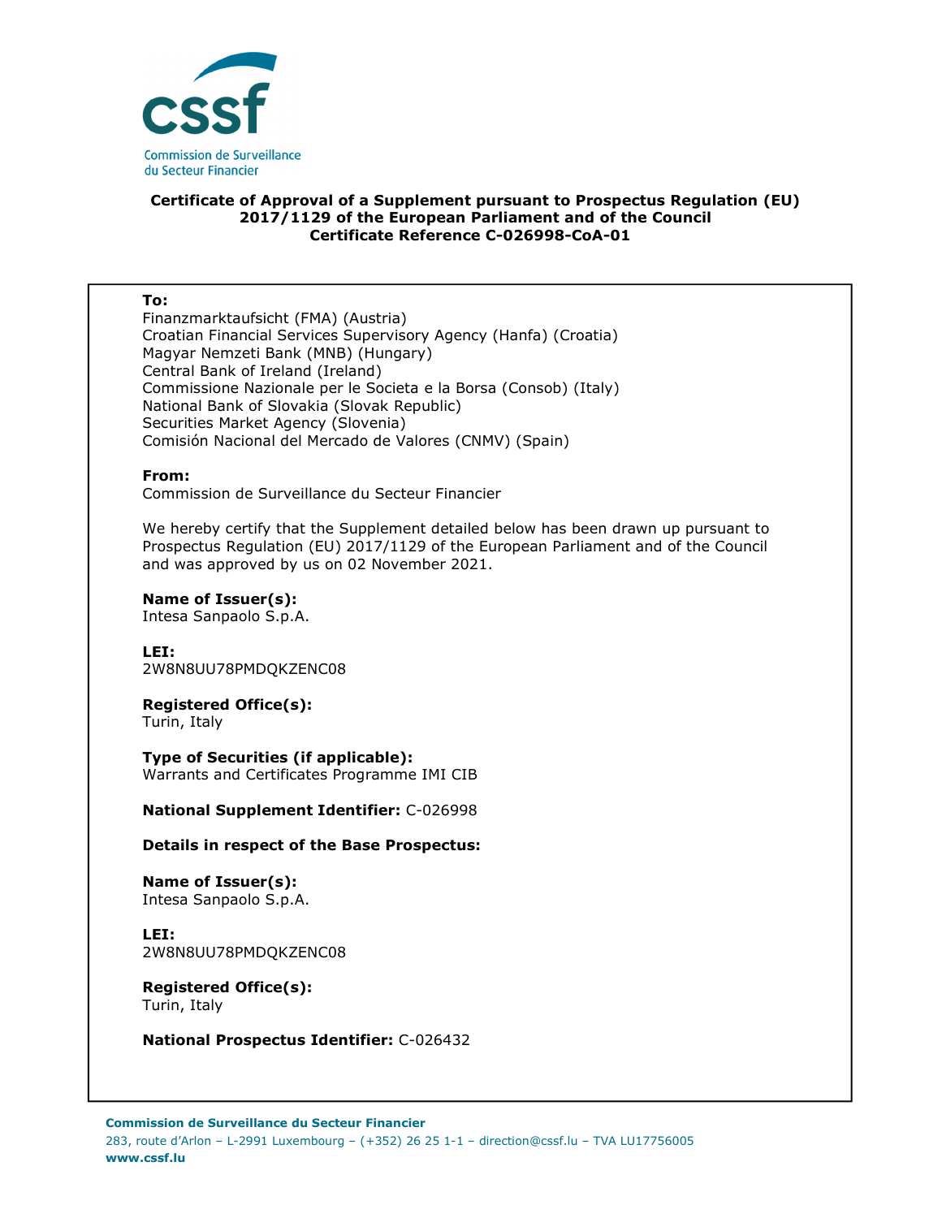cssf

Commission de Surveillance du Secteur Financier

**Certificate of Approval of a Supplement pursuant to Prospectus Regulation (EU) 2017/1129 of the European Parliament and of the Council**
**Certificate Reference C-026998-CoA-01**

**To:**
Finanzmarktaufsicht (FMA) (Austria)
Croatian Financial Services Supervisory Agency (Hanfa) (Croatia)
Magyar Nemzeti Bank (MNB) (Hungary)
Central Bank of Ireland (Ireland)
Commissione Nazionale per le Societa e la Borsa (Consob) (Italy)
National Bank of Slovakia (Slovak Republic)
Securities Market Agency (Slovenia)
Comisión Nacional del Mercado de Valores (CNMV) (Spain)

**From:**
Commission de Surveillance du Secteur Financier

We hereby certify that the Supplement detailed below has been drawn up pursuant to Prospectus Regulation (EU) 2017/1129 of the European Parliament and of the Council and was approved by us on 02 November 2021.

**Name of Issuer(s):**
Intesa Sanpaolo S.p.A.

**LEI:**
2W8N8UU78PMDQKZENC08

**Registered Office(s):**
Turin, Italy

**Type of Securities (if applicable):**
Warrants and Certificates Programme IMI CIB

**National Supplement Identifier:** C-026998

**Details in respect of the Base Prospectus:**

**Name of Issuer(s):**
Intesa Sanpaolo S.p.A.

**LEI:**
2W8N8UU78PMDQKZENC08

**Registered Office(s):**
Turin, Italy

**National Prospectus Identifier:** C-026432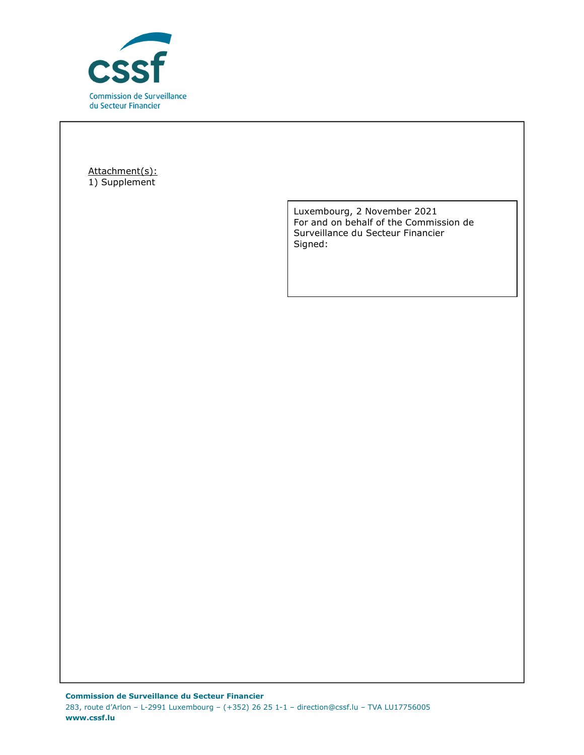Attachment(s):
1) Supplement

Luxembourg, 2 November 2021
For and on behalf of the Commission de Surveillance du Secteur Financier
Signed: